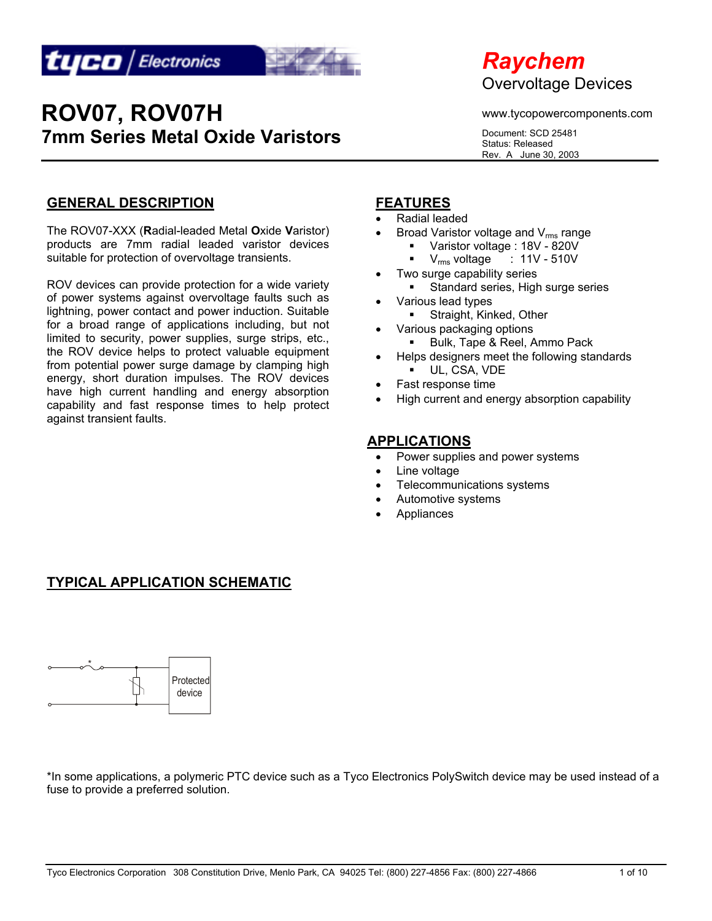tyco / Electronics

**Raychem**
Overvoltage Devices

# ROV07, ROV07H
## 7mm Series Metal Oxide Varistors

www.tycopowercomponents.com

Document: SCD 25481
Status: Released
Rev. A June 30, 2003

## GENERAL DESCRIPTION

The ROV07-XXX (**R**adial-leaded Metal **O**xide **V**aristor) products are 7mm radial leaded varistor devices suitable for protection of overvoltage transients.

ROV devices can provide protection for a wide variety of power systems against overvoltage faults such as lightning, power contact and power induction. Suitable for a broad range of applications including, but not limited to security, power supplies, surge strips, etc., the ROV device helps to protect valuable equipment from potential power surge damage by clamping high energy, short duration impulses. The ROV devices have high current handling and energy absorption capability and fast response times to help protect against transient faults.

## FEATURES

- Radial leaded
- Broad Varistor voltage and $V_{rms}$ range
  - Varistor voltage : 18V - 820V
  - $V_{rms}$ voltage : 11V - 510V
- Two surge capability series
  - Standard series, High surge series
- Various lead types
  - Straight, Kinked, Other
- Various packaging options
  - Bulk, Tape & Reel, Ammo Pack
- Helps designers meet the following standards
  - UL, CSA, VDE
- Fast response time
- High current and energy absorption capability

## APPLICATIONS

- Power supplies and power systems
- Line voltage
- Telecommunications systems
- Automotive systems
- Appliances

## TYPICAL APPLICATION SCHEMATIC

Protected device

*In some applications, a polymeric PTC device such as a Tyco Electronics PolySwitch device may be used instead of a fuse to provide a preferred solution.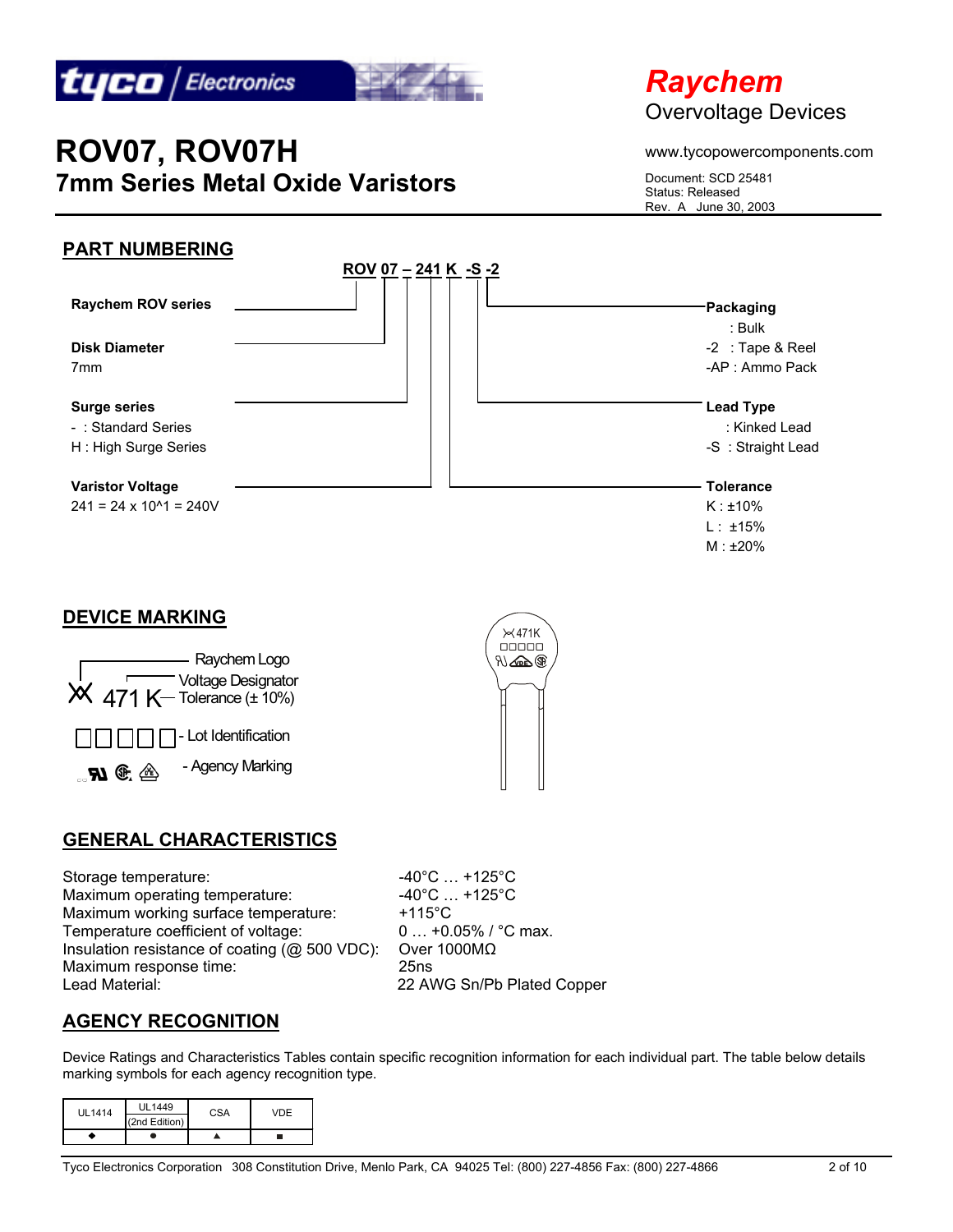# ROV07, ROV07H

## 7mm Series Metal Oxide Varistors

**Raychem**
Overvoltage Devices

www.tycopowercomponents.com

Document: SCD 25481
Status: Released
Rev. A June 30, 2003

## PART NUMBERING

**ROV 07 – 241 K -S -2**

**Raychem ROV series**

**Disk Diameter**
7mm

**Surge series**
- \- : Standard Series
- H : High Surge Series

**Varistor Voltage**
241 = 24 x 10^1 = 240V

**Packaging**
- : Bulk
- -2 : Tape & Reel
- -AP : Ammo Pack

**Lead Type**
- : Kinked Lead
- -S : Straight Lead

**Tolerance**
- K : ±10%
- L : ±15%
- M : ±20%

## DEVICE MARKING

- Raychem Logo
- 471 — Voltage Designator
- K — Tolerance (± 10%)
- □□□□□ - Lot Identification
- Agency Marking

## GENERAL CHARACTERISTICS

| | |
|---|---|
| Storage temperature: | -40°C … +125°C |
| Maximum operating temperature: | -40°C … +125°C |
| Maximum working surface temperature: | +115°C |
| Temperature coefficient of voltage: | 0 … +0.05% / °C max. |
| Insulation resistance of coating (@ 500 VDC): | Over 1000MΩ |
| Maximum response time: | 25ns |
| Lead Material: | 22 AWG Sn/Pb Plated Copper |

## AGENCY RECOGNITION

Device Ratings and Characteristics Tables contain specific recognition information for each individual part. The table below details marking symbols for each agency recognition type.

| UL1414 | UL1449 (2nd Edition) | CSA | VDE |
|---|---|---|---|
| ◆ | ● | ▲ | ■ |

Tyco Electronics Corporation 308 Constitution Drive, Menlo Park, CA 94025 Tel: (800) 227-4856 Fax: (800) 227-4866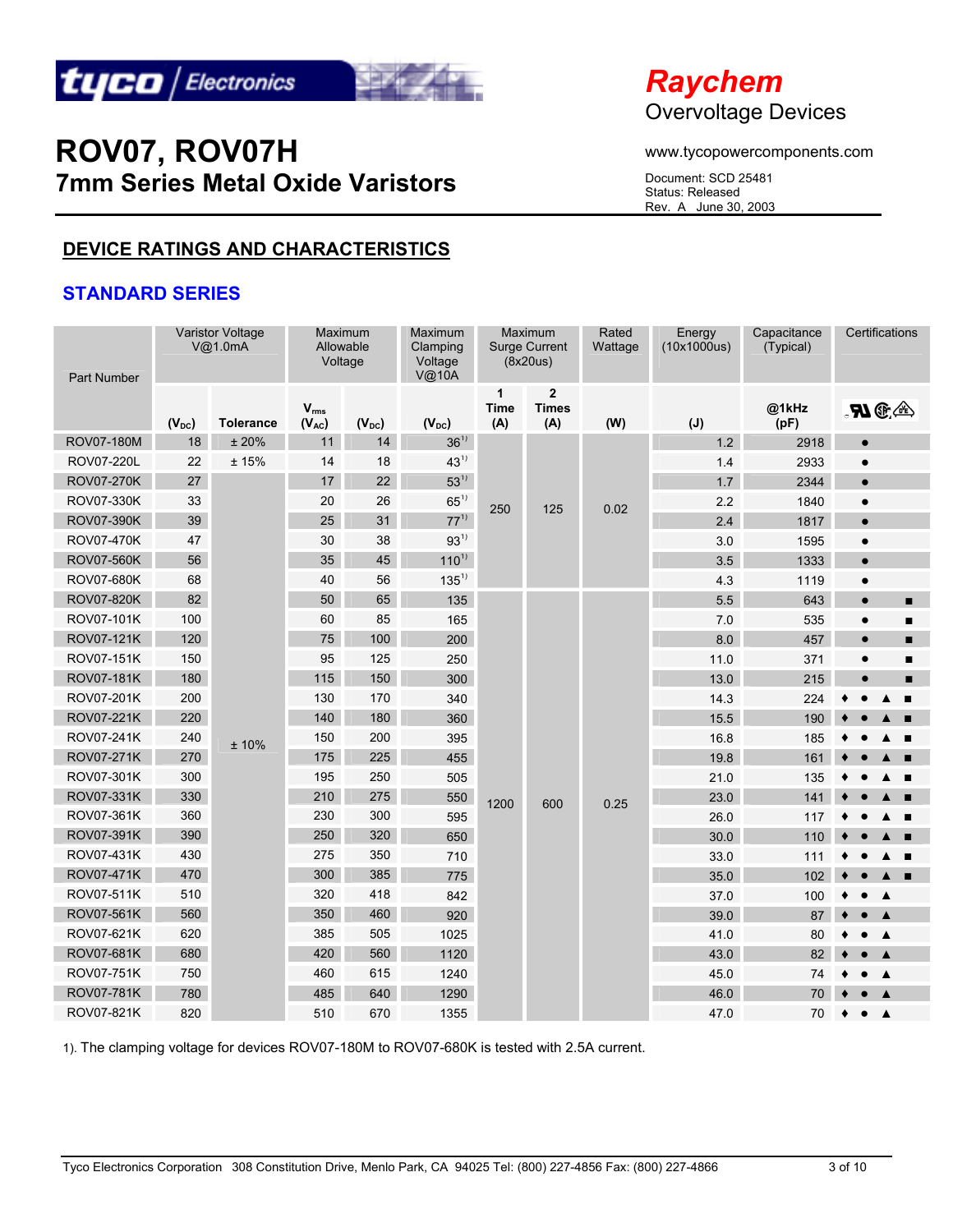Raychem
Overvoltage Devices

# ROV07, ROV07H
## 7mm Series Metal Oxide Varistors

www.tycopowercomponents.com

Document: SCD 25481
Status: Released
Rev. A June 30, 2003

## DEVICE RATINGS AND CHARACTERISTICS

### STANDARD SERIES

| Part Number | Varistor Voltage V@1.0mA | | Maximum Allowable Voltage | | Maximum Clamping Voltage V@10A | Maximum Surge Current (8x20us) | | Rated Wattage | Energy (10x1000us) | Capacitance (Typical) | Certifications |
|---|---|---|---|---|---|---|---|---|---|---|---|
| | ($V_{DC}$) | Tolerance | $V_{rms}$ ($V_{AC}$) | ($V_{DC}$) | ($V_{DC}$) | 1 Time (A) | 2 Times (A) | (W) | (J) | @1kHz (pF) | UL cUL VDE |
| ROV07-180M | 18 | ± 20% | 11 | 14 | 36[1] | 250 | 125 | 0.02 | 1.2 | 2918 | ● |
| ROV07-220L | 22 | ± 15% | 14 | 18 | 43[1] | 250 | 125 | 0.02 | 1.4 | 2933 | ● |
| ROV07-270K | 27 | ± 10% | 17 | 22 | 53[1] | 250 | 125 | 0.02 | 1.7 | 2344 | ● |
| ROV07-330K | 33 | ± 10% | 20 | 26 | 65[1] | 250 | 125 | 0.02 | 2.2 | 1840 | ● |
| ROV07-390K | 39 | ± 10% | 25 | 31 | 77[1] | 250 | 125 | 0.02 | 2.4 | 1817 | ● |
| ROV07-470K | 47 | ± 10% | 30 | 38 | 93[1] | 250 | 125 | 0.02 | 3.0 | 1595 | ● |
| ROV07-560K | 56 | ± 10% | 35 | 45 | 110[1] | 250 | 125 | 0.02 | 3.5 | 1333 | ● |
| ROV07-680K | 68 | ± 10% | 40 | 56 | 135[1] | 250 | 125 | 0.02 | 4.3 | 1119 | ● |
| ROV07-820K | 82 | ± 10% | 50 | 65 | 135 | 1200 | 600 | 0.25 | 5.5 | 643 | ● ■ |
| ROV07-101K | 100 | ± 10% | 60 | 85 | 165 | 1200 | 600 | 0.25 | 7.0 | 535 | ● ■ |
| ROV07-121K | 120 | ± 10% | 75 | 100 | 200 | 1200 | 600 | 0.25 | 8.0 | 457 | ● ■ |
| ROV07-151K | 150 | ± 10% | 95 | 125 | 250 | 1200 | 600 | 0.25 | 11.0 | 371 | ● ■ |
| ROV07-181K | 180 | ± 10% | 115 | 150 | 300 | 1200 | 600 | 0.25 | 13.0 | 215 | ● ■ |
| ROV07-201K | 200 | ± 10% | 130 | 170 | 340 | 1200 | 600 | 0.25 | 14.3 | 224 | ♦ ● ▲ ■ |
| ROV07-221K | 220 | ± 10% | 140 | 180 | 360 | 1200 | 600 | 0.25 | 15.5 | 190 | ♦ ● ▲ ■ |
| ROV07-241K | 240 | ± 10% | 150 | 200 | 395 | 1200 | 600 | 0.25 | 16.8 | 185 | ♦ ● ▲ ■ |
| ROV07-271K | 270 | ± 10% | 175 | 225 | 455 | 1200 | 600 | 0.25 | 19.8 | 161 | ♦ ● ▲ ■ |
| ROV07-301K | 300 | ± 10% | 195 | 250 | 505 | 1200 | 600 | 0.25 | 21.0 | 135 | ♦ ● ▲ ■ |
| ROV07-331K | 330 | ± 10% | 210 | 275 | 550 | 1200 | 600 | 0.25 | 23.0 | 141 | ♦ ● ▲ ■ |
| ROV07-361K | 360 | ± 10% | 230 | 300 | 595 | 1200 | 600 | 0.25 | 26.0 | 117 | ♦ ● ▲ ■ |
| ROV07-391K | 390 | ± 10% | 250 | 320 | 650 | 1200 | 600 | 0.25 | 30.0 | 110 | ♦ ● ▲ ■ |
| ROV07-431K | 430 | ± 10% | 275 | 350 | 710 | 1200 | 600 | 0.25 | 33.0 | 111 | ♦ ● ▲ ■ |
| ROV07-471K | 470 | ± 10% | 300 | 385 | 775 | 1200 | 600 | 0.25 | 35.0 | 102 | ♦ ● ▲ ■ |
| ROV07-511K | 510 | ± 10% | 320 | 418 | 842 | 1200 | 600 | 0.25 | 37.0 | 100 | ♦ ● ▲ |
| ROV07-561K | 560 | ± 10% | 350 | 460 | 920 | 1200 | 600 | 0.25 | 39.0 | 87 | ♦ ● ▲ |
| ROV07-621K | 620 | ± 10% | 385 | 505 | 1025 | 1200 | 600 | 0.25 | 41.0 | 80 | ♦ ● ▲ |
| ROV07-681K | 680 | ± 10% | 420 | 560 | 1120 | 1200 | 600 | 0.25 | 43.0 | 82 | ♦ ● ▲ |
| ROV07-751K | 750 | ± 10% | 460 | 615 | 1240 | 1200 | 600 | 0.25 | 45.0 | 74 | ♦ ● ▲ |
| ROV07-781K | 780 | ± 10% | 485 | 640 | 1290 | 1200 | 600 | 0.25 | 46.0 | 70 | ♦ ● ▲ |
| ROV07-821K | 820 | ± 10% | 510 | 670 | 1355 | 1200 | 600 | 0.25 | 47.0 | 70 | ♦ ● ▲ |

1). The clamping voltage for devices ROV07-180M to ROV07-680K is tested with 2.5A current.

Tyco Electronics Corporation 308 Constitution Drive, Menlo Park, CA 94025 Tel: (800) 227-4856 Fax: (800) 227-4866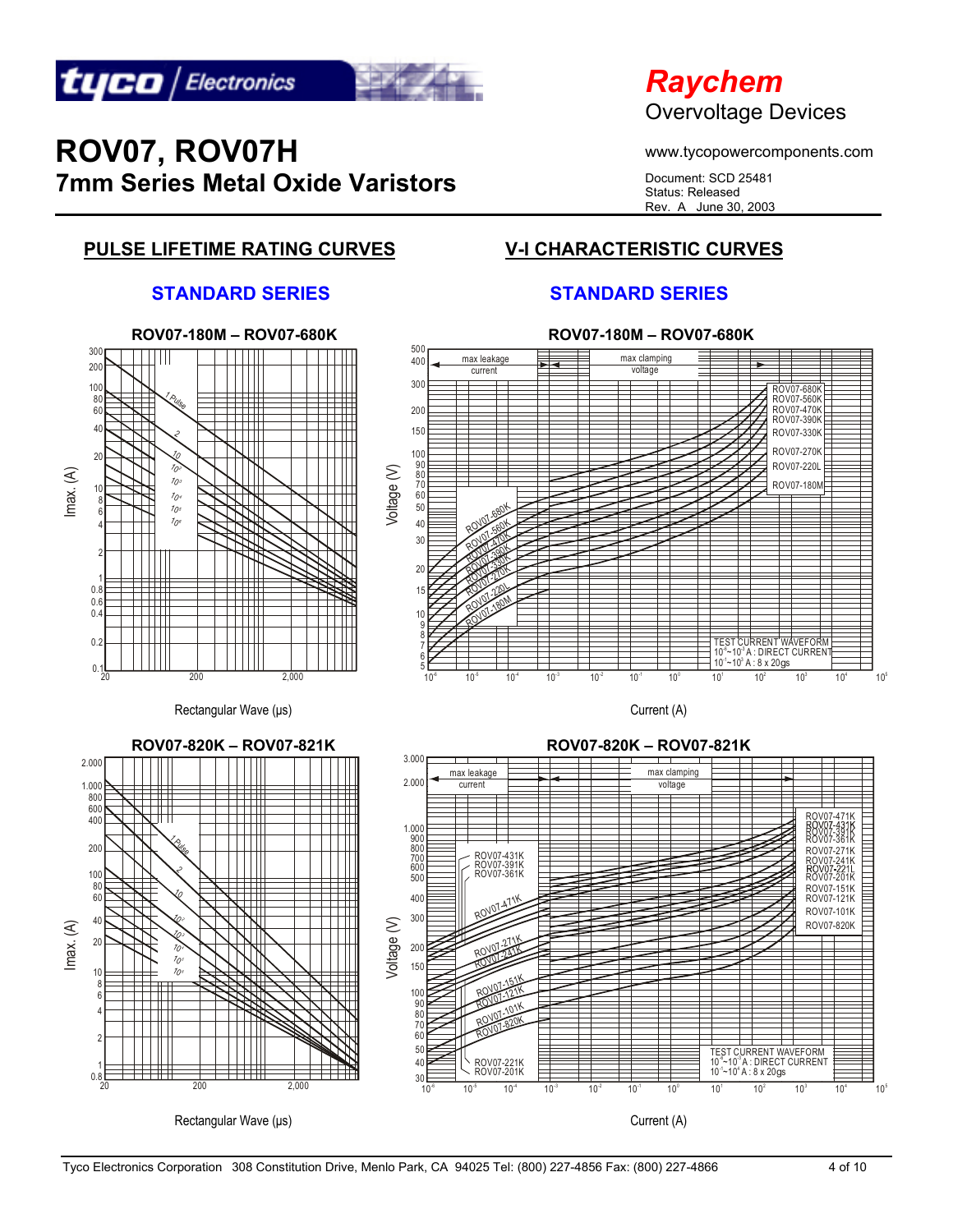# ROV07, ROV07H
## 7mm Series Metal Oxide Varistors

Raychem
Overvoltage Devices

www.tycopowercomponents.com

Document: SCD 25481
Status: Released
Rev. A June 30, 2003

## PULSE LIFETIME RATING CURVES

### STANDARD SERIES

**ROV07-180M – ROV07-680K**

Imax. (A)

Rectangular Wave (µs)

**ROV07-820K – ROV07-821K**

Imax. (A)

Rectangular Wave (µs)

## V-I CHARACTERISTIC CURVES

### STANDARD SERIES

**ROV07-180M – ROV07-680K**

Voltage (V)

Current (A)

TEST CURRENT WAVEFORM
$10^{-6}$~$10^{-3}$ A : DIRECT CURRENT
$10^{-1}$~$10^{3}$ A : 8 x 20µs

**ROV07-820K – ROV07-821K**

Voltage (V)

Current (A)

TEST CURRENT WAVEFORM
$10^{-6}$~$10^{-3}$ A : DIRECT CURRENT
$10^{-1}$~$10^{4}$ A : 8 x 20µs

Tyco Electronics Corporation 308 Constitution Drive, Menlo Park, CA 94025 Tel: (800) 227-4856 Fax: (800) 227-4866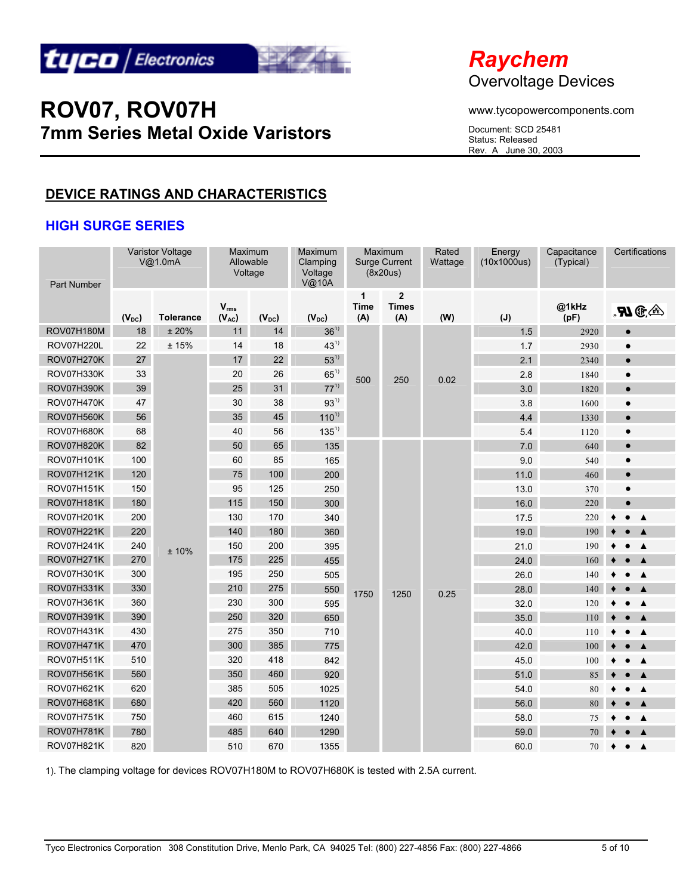ROV07, ROV07H
7mm Series Metal Oxide Varistors

Raychem
Overvoltage Devices

www.tycopowercomponents.com

Document: SCD 25481
Status: Released
Rev. A June 30, 2003

## DEVICE RATINGS AND CHARACTERISTICS

### HIGH SURGE SERIES

| Part Number | Varistor Voltage V@1.0mA | | Maximum Allowable Voltage | | Maximum Clamping Voltage V@10A | Maximum Surge Current (8x20us) | | Rated Wattage | Energy (10x1000us) | Capacitance (Typical) | Certifications |
|---|---|---|---|---|---|---|---|---|---|---|---|
| | ($V_{DC}$) | Tolerance | $V_{rms}$ ($V_{AC}$) | ($V_{DC}$) | ($V_{DC}$) | 1 Time (A) | 2 Times (A) | (W) | (J) | @1kHz (pF) | UL CSA VDE |
| ROV07H180M | 18 | ± 20% | 11 | 14 | 36[1] | 500 | 250 | 0.02 | 1.5 | 2920 | ● |
| ROV07H220L | 22 | ± 15% | 14 | 18 | 43[1] | 500 | 250 | 0.02 | 1.7 | 2930 | ● |
| ROV07H270K | 27 | ± 10% | 17 | 22 | 53[1] | 500 | 250 | 0.02 | 2.1 | 2340 | ● |
| ROV07H330K | 33 | ± 10% | 20 | 26 | 65[1] | 500 | 250 | 0.02 | 2.8 | 1840 | ● |
| ROV07H390K | 39 | ± 10% | 25 | 31 | 77[1] | 500 | 250 | 0.02 | 3.0 | 1820 | ● |
| ROV07H470K | 47 | ± 10% | 30 | 38 | 93[1] | 500 | 250 | 0.02 | 3.8 | 1600 | ● |
| ROV07H560K | 56 | ± 10% | 35 | 45 | 110[1] | 500 | 250 | 0.02 | 4.4 | 1330 | ● |
| ROV07H680K | 68 | ± 10% | 40 | 56 | 135[1] | 500 | 250 | 0.02 | 5.4 | 1120 | ● |
| ROV07H820K | 82 | ± 10% | 50 | 65 | 135 | 1750 | 1250 | 0.25 | 7.0 | 640 | ● |
| ROV07H101K | 100 | ± 10% | 60 | 85 | 165 | 1750 | 1250 | 0.25 | 9.0 | 540 | ● |
| ROV07H121K | 120 | ± 10% | 75 | 100 | 200 | 1750 | 1250 | 0.25 | 11.0 | 460 | ● |
| ROV07H151K | 150 | ± 10% | 95 | 125 | 250 | 1750 | 1250 | 0.25 | 13.0 | 370 | ● |
| ROV07H181K | 180 | ± 10% | 115 | 150 | 300 | 1750 | 1250 | 0.25 | 16.0 | 220 | ● |
| ROV07H201K | 200 | ± 10% | 130 | 170 | 340 | 1750 | 1250 | 0.25 | 17.5 | 220 | ♦ ● ▲ |
| ROV07H221K | 220 | ± 10% | 140 | 180 | 360 | 1750 | 1250 | 0.25 | 19.0 | 190 | ♦ ● ▲ |
| ROV07H241K | 240 | ± 10% | 150 | 200 | 395 | 1750 | 1250 | 0.25 | 21.0 | 190 | ♦ ● ▲ |
| ROV07H271K | 270 | ± 10% | 175 | 225 | 455 | 1750 | 1250 | 0.25 | 24.0 | 160 | ♦ ● ▲ |
| ROV07H301K | 300 | ± 10% | 195 | 250 | 505 | 1750 | 1250 | 0.25 | 26.0 | 140 | ♦ ● ▲ |
| ROV07H331K | 330 | ± 10% | 210 | 275 | 550 | 1750 | 1250 | 0.25 | 28.0 | 140 | ♦ ● ▲ |
| ROV07H361K | 360 | ± 10% | 230 | 300 | 595 | 1750 | 1250 | 0.25 | 32.0 | 120 | ♦ ● ▲ |
| ROV07H391K | 390 | ± 10% | 250 | 320 | 650 | 1750 | 1250 | 0.25 | 35.0 | 110 | ♦ ● ▲ |
| ROV07H431K | 430 | ± 10% | 275 | 350 | 710 | 1750 | 1250 | 0.25 | 40.0 | 110 | ♦ ● ▲ |
| ROV07H471K | 470 | ± 10% | 300 | 385 | 775 | 1750 | 1250 | 0.25 | 42.0 | 100 | ♦ ● ▲ |
| ROV07H511K | 510 | ± 10% | 320 | 418 | 842 | 1750 | 1250 | 0.25 | 45.0 | 100 | ♦ ● ▲ |
| ROV07H561K | 560 | ± 10% | 350 | 460 | 920 | 1750 | 1250 | 0.25 | 51.0 | 85 | ♦ ● ▲ |
| ROV07H621K | 620 | ± 10% | 385 | 505 | 1025 | 1750 | 1250 | 0.25 | 54.0 | 80 | ♦ ● ▲ |
| ROV07H681K | 680 | ± 10% | 420 | 560 | 1120 | 1750 | 1250 | 0.25 | 56.0 | 80 | ♦ ● ▲ |
| ROV07H751K | 750 | ± 10% | 460 | 615 | 1240 | 1750 | 1250 | 0.25 | 58.0 | 75 | ♦ ● ▲ |
| ROV07H781K | 780 | ± 10% | 485 | 640 | 1290 | 1750 | 1250 | 0.25 | 59.0 | 70 | ♦ ● ▲ |
| ROV07H821K | 820 | ± 10% | 510 | 670 | 1355 | 1750 | 1250 | 0.25 | 60.0 | 70 | ♦ ● ▲ |

1). The clamping voltage for devices ROV07H180M to ROV07H680K is tested with 2.5A current.

Tyco Electronics Corporation 308 Constitution Drive, Menlo Park, CA 94025 Tel: (800) 227-4856 Fax: (800) 227-4866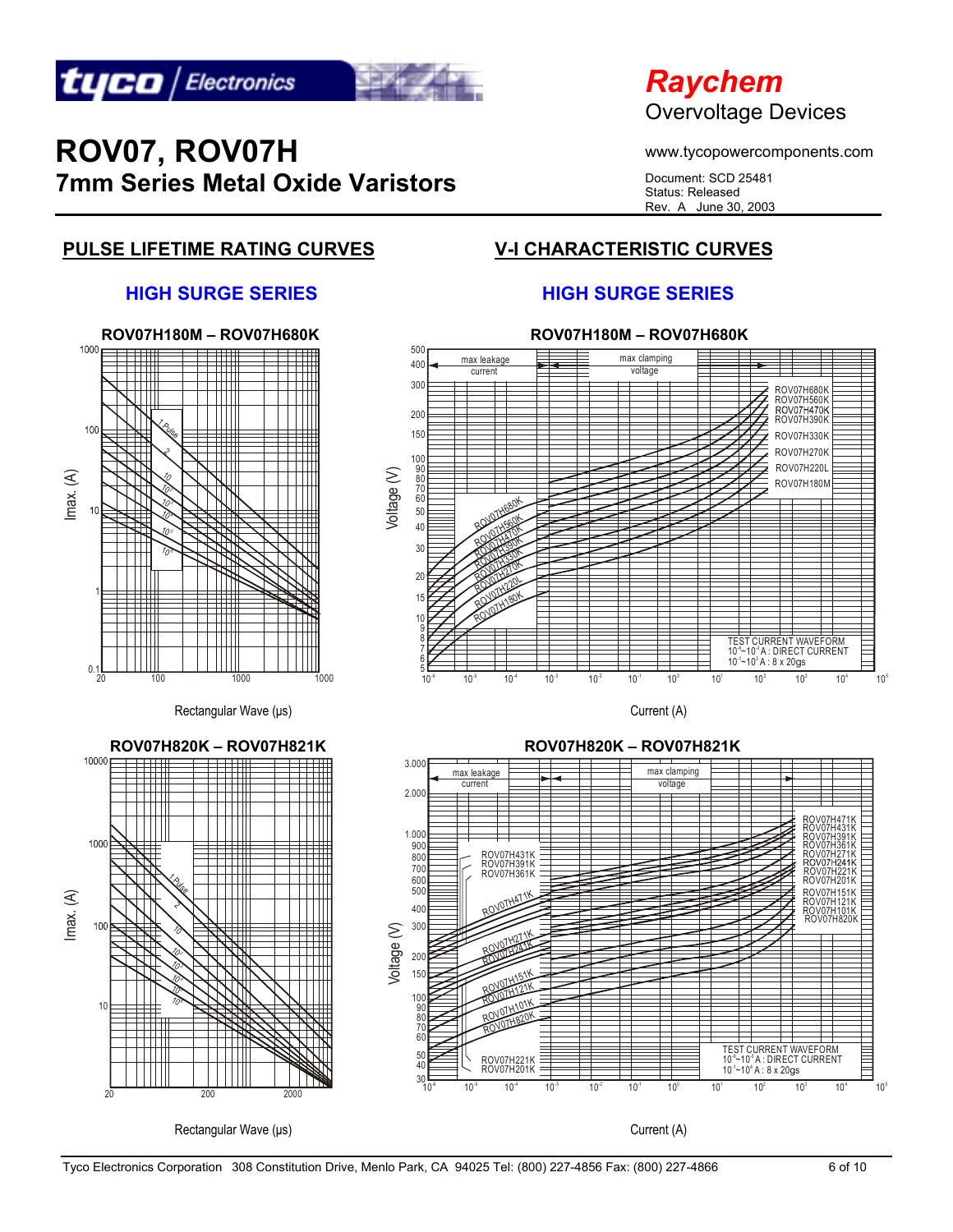# ROV07, ROV07H

## 7mm Series Metal Oxide Varistors

Raychem

Overvoltage Devices

www.tycopowercomponents.com

Document: SCD 25481
Status: Released
Rev. A June 30, 2003

## PULSE LIFETIME RATING CURVES

### HIGH SURGE SERIES

**ROV07H180M – ROV07H680K**

Imax. (A)

Rectangular Wave (μs)

**ROV07H820K – ROV07H821K**

Imax. (A)

Rectangular Wave (μs)

## V-I CHARACTERISTIC CURVES

### HIGH SURGE SERIES

**ROV07H180M – ROV07H680K**

Voltage (V)

Current (A)

TEST CURRENT WAVEFORM
$10^{-6}$~$10^{-3}$ A : DIRECT CURRENT
$10^{-3}$~$10^{5}$ A : 8 x 20gs

**ROV07H820K – ROV07H821K**

Voltage (V)

Current (A)

TEST CURRENT WAVEFORM
$10^{-6}$~$10^{-3}$ A : DIRECT CURRENT
$10^{-3}$~$10^{5}$ A : 8 x 20gs

Tyco Electronics Corporation 308 Constitution Drive, Menlo Park, CA 94025 Tel: (800) 227-4856 Fax: (800) 227-4866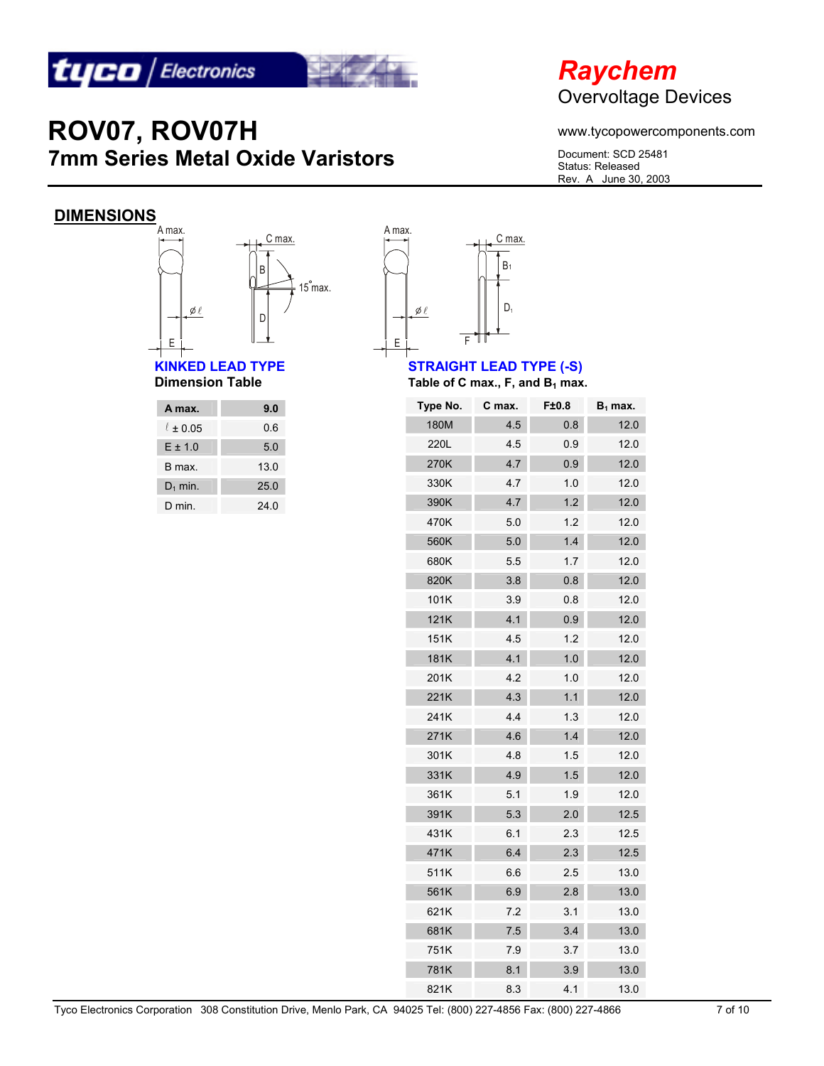# ROV07, ROV07H

## 7mm Series Metal Oxide Varistors

**Raychem**
Overvoltage Devices

www.tycopowercomponents.com

Document: SCD 25481
Status: Released
Rev. A June 30, 2003

## DIMENSIONS

A max. C max. B 15° max. D $\varnothing\ell$ E

A max. C max. $B_1$ $D_1$ $\varnothing\ell$ E F

### KINKED LEAD TYPE

**Dimension Table**

| A max. | 9.0 |
|---|---|
| $\ell$ ± 0.05 | 0.6 |
| E ± 1.0 | 5.0 |
| B max. | 13.0 |
| $D_1$ min. | 25.0 |
| D min. | 24.0 |

### STRAIGHT LEAD TYPE (-S)

**Table of C max., F, and $B_1$ max.**

| Type No. | C max. | F±0.8 | $B_1$ max. |
|---|---|---|---|
| 180M | 4.5 | 0.8 | 12.0 |
| 220L | 4.5 | 0.9 | 12.0 |
| 270K | 4.7 | 0.9 | 12.0 |
| 330K | 4.7 | 1.0 | 12.0 |
| 390K | 4.7 | 1.2 | 12.0 |
| 470K | 5.0 | 1.2 | 12.0 |
| 560K | 5.0 | 1.4 | 12.0 |
| 680K | 5.5 | 1.7 | 12.0 |
| 820K | 3.8 | 0.8 | 12.0 |
| 101K | 3.9 | 0.8 | 12.0 |
| 121K | 4.1 | 0.9 | 12.0 |
| 151K | 4.5 | 1.2 | 12.0 |
| 181K | 4.1 | 1.0 | 12.0 |
| 201K | 4.2 | 1.0 | 12.0 |
| 221K | 4.3 | 1.1 | 12.0 |
| 241K | 4.4 | 1.3 | 12.0 |
| 271K | 4.6 | 1.4 | 12.0 |
| 301K | 4.8 | 1.5 | 12.0 |
| 331K | 4.9 | 1.5 | 12.0 |
| 361K | 5.1 | 1.9 | 12.0 |
| 391K | 5.3 | 2.0 | 12.5 |
| 431K | 6.1 | 2.3 | 12.5 |
| 471K | 6.4 | 2.3 | 12.5 |
| 511K | 6.6 | 2.5 | 13.0 |
| 561K | 6.9 | 2.8 | 13.0 |
| 621K | 7.2 | 3.1 | 13.0 |
| 681K | 7.5 | 3.4 | 13.0 |
| 751K | 7.9 | 3.7 | 13.0 |
| 781K | 8.1 | 3.9 | 13.0 |
| 821K | 8.3 | 4.1 | 13.0 |

Tyco Electronics Corporation 308 Constitution Drive, Menlo Park, CA 94025 Tel: (800) 227-4856 Fax: (800) 227-4866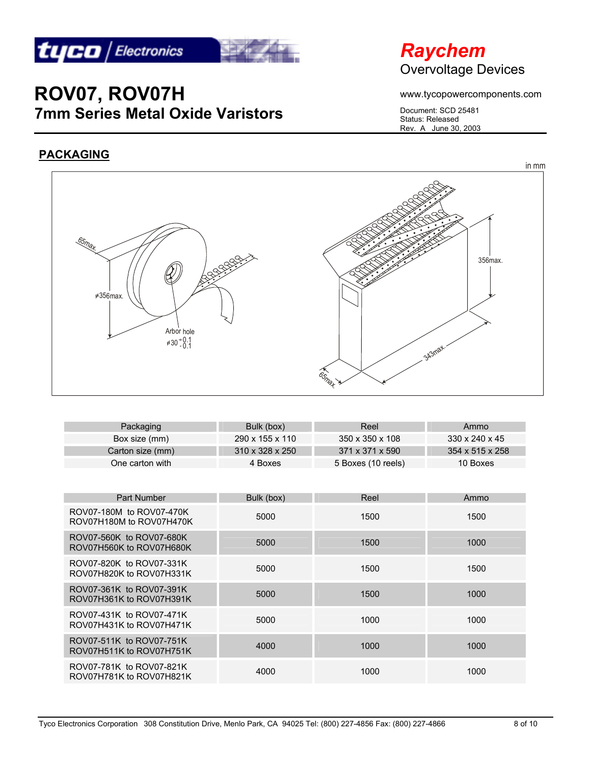# ROV07, ROV07H

## 7mm Series Metal Oxide Varistors

Raychem
Overvoltage Devices

www.tycopowercomponents.com

Document: SCD 25481
Status: Released
Rev. A June 30, 2003

## PACKAGING

in mm

65max.

ø356max.

Arbor hole
$\phi 30^{+0.1}_{-0.1}$

356max.

343max.

65max.

| Packaging | Bulk (box) | Reel | Ammo |
|---|---|---|---|
| Box size (mm) | 290 x 155 x 110 | 350 x 350 x 108 | 330 x 240 x 45 |
| Carton size (mm) | 310 x 328 x 250 | 371 x 371 x 590 | 354 x 515 x 258 |
| One carton with | 4 Boxes | 5 Boxes (10 reels) | 10 Boxes |

| Part Number | Bulk (box) | Reel | Ammo |
|---|---|---|---|
| ROV07-180M to ROV07-470K<br>ROV07H180M to ROV07H470K | 5000 | 1500 | 1500 |
| ROV07-560K to ROV07-680K<br>ROV07H560K to ROV07H680K | 5000 | 1500 | 1000 |
| ROV07-820K to ROV07-331K<br>ROV07H820K to ROV07H331K | 5000 | 1500 | 1500 |
| ROV07-361K to ROV07-391K<br>ROV07H361K to ROV07H391K | 5000 | 1500 | 1000 |
| ROV07-431K to ROV07-471K<br>ROV07H431K to ROV07H471K | 5000 | 1000 | 1000 |
| ROV07-511K to ROV07-751K<br>ROV07H511K to ROV07H751K | 4000 | 1000 | 1000 |
| ROV07-781K to ROV07-821K<br>ROV07H781K to ROV07H821K | 4000 | 1000 | 1000 |

Tyco Electronics Corporation 308 Constitution Drive, Menlo Park, CA 94025 Tel: (800) 227-4856 Fax: (800) 227-4866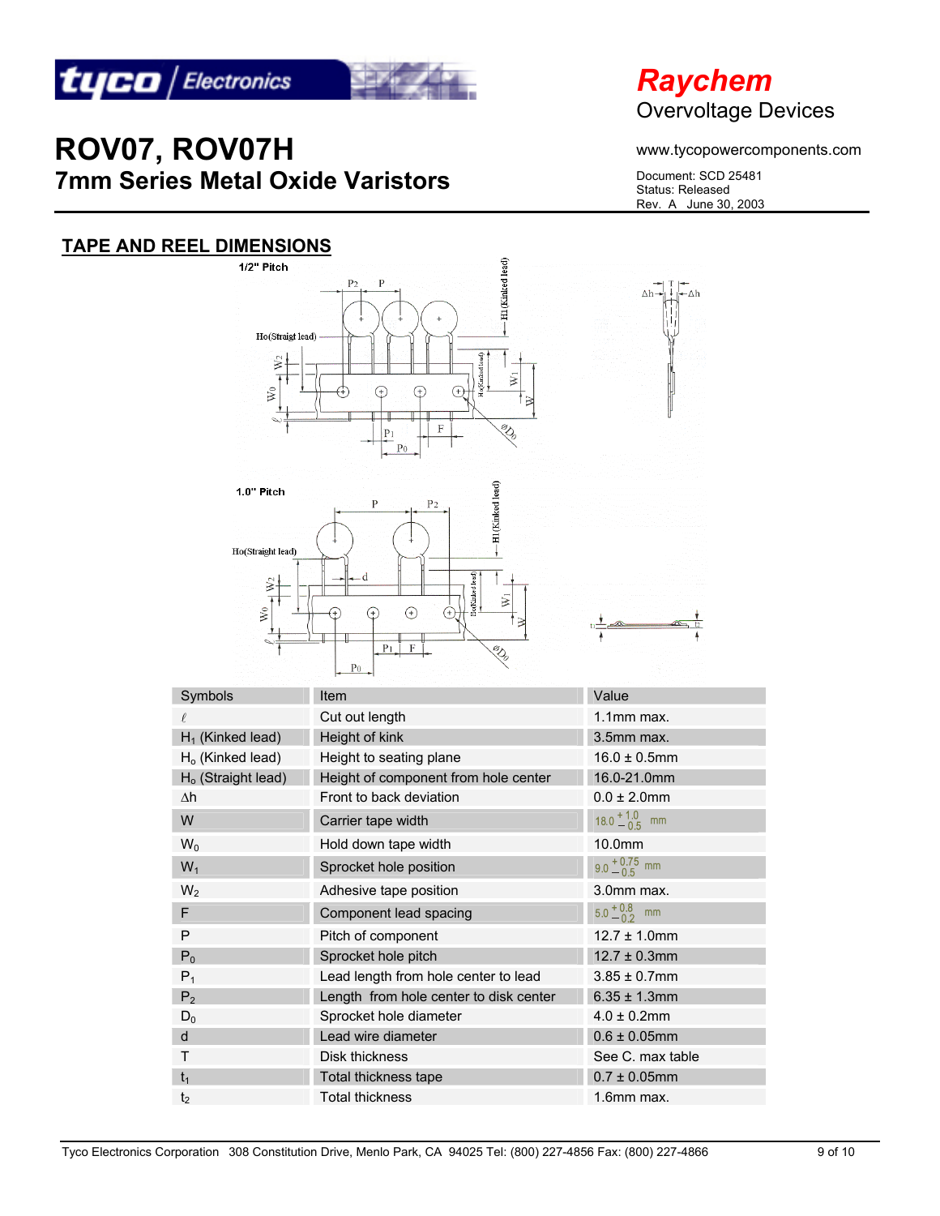# ROV07, ROV07H
## 7mm Series Metal Oxide Varistors

Raychem
Overvoltage Devices

www.tycopowercomponents.com

Document: SCD 25481
Status: Released
Rev. A June 30, 2003

## TAPE AND REEL DIMENSIONS

1/2" Pitch

1.0" Pitch

| Symbols | Item | Value |
|---|---|---|
| $\ell$ | Cut out length | 1.1mm max. |
| $H_1$ (Kinked lead) | Height of kink | 3.5mm max. |
| $H_o$ (Kinked lead) | Height to seating plane | 16.0 ± 0.5mm |
| $H_o$ (Straight lead) | Height of component from hole center | 16.0-21.0mm |
| $\Delta h$ | Front to back deviation | 0.0 ± 2.0mm |
| W | Carrier tape width | $18.0^{+1.0}_{-0.5}$ mm |
| $W_0$ | Hold down tape width | 10.0mm |
| $W_1$ | Sprocket hole position | $9.0^{+0.75}_{-0.5}$ mm |
| $W_2$ | Adhesive tape position | 3.0mm max. |
| F | Component lead spacing | $5.0^{+0.8}_{-0.2}$ mm |
| P | Pitch of component | 12.7 ± 1.0mm |
| $P_0$ | Sprocket hole pitch | 12.7 ± 0.3mm |
| $P_1$ | Lead length from hole center to lead | 3.85 ± 0.7mm |
| $P_2$ | Length from hole center to disk center | 6.35 ± 1.3mm |
| $D_0$ | Sprocket hole diameter | 4.0 ± 0.2mm |
| d | Lead wire diameter | 0.6 ± 0.05mm |
| T | Disk thickness | See C. max table |
| $t_1$ | Total thickness tape | 0.7 ± 0.05mm |
| $t_2$ | Total thickness | 1.6mm max. |

Tyco Electronics Corporation 308 Constitution Drive, Menlo Park, CA 94025 Tel: (800) 227-4856 Fax: (800) 227-4866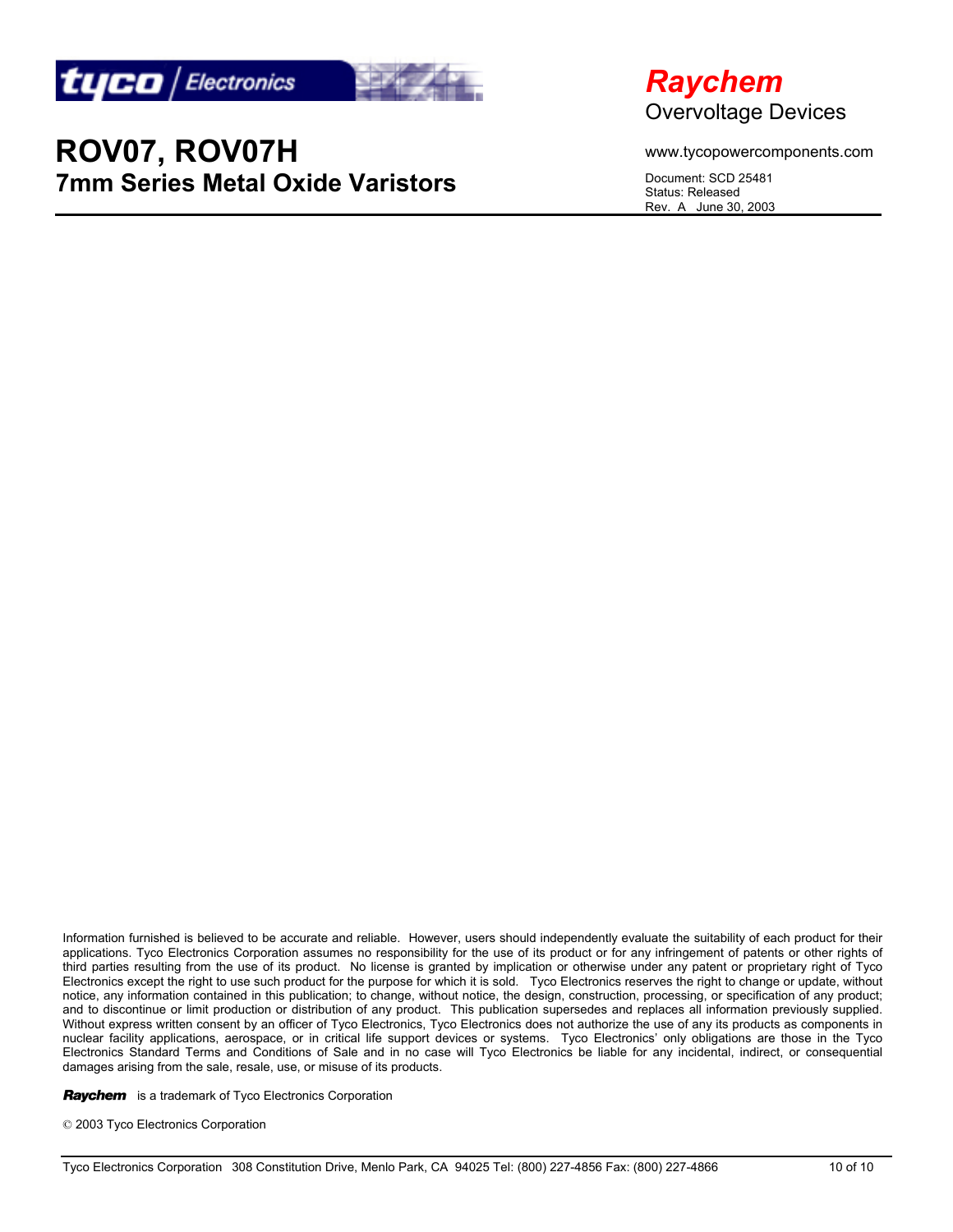# ROV07, ROV07H

## 7mm Series Metal Oxide Varistors

**Raychem**

Overvoltage Devices

www.tycopowercomponents.com

Document: SCD 25481
Status: Released
Rev. A June 30, 2003

Information furnished is believed to be accurate and reliable. However, users should independently evaluate the suitability of each product for their applications. Tyco Electronics Corporation assumes no responsibility for the use of its product or for any infringement of patents or other rights of third parties resulting from the use of its product. No license is granted by implication or otherwise under any patent or proprietary right of Tyco Electronics except the right to use such product for the purpose for which it is sold. Tyco Electronics reserves the right to change or update, without notice, any information contained in this publication; to change, without notice, the design, construction, processing, or specification of any product; and to discontinue or limit production or distribution of any product. This publication supersedes and replaces all information previously supplied. Without express written consent by an officer of Tyco Electronics, Tyco Electronics does not authorize the use of any its products as components in nuclear facility applications, aerospace, or in critical life support devices or systems. Tyco Electronics' only obligations are those in the Tyco Electronics Standard Terms and Conditions of Sale and in no case will Tyco Electronics be liable for any incidental, indirect, or consequential damages arising from the sale, resale, use, or misuse of its products.

***Raychem*** is a trademark of Tyco Electronics Corporation

© 2003 Tyco Electronics Corporation

Tyco Electronics Corporation 308 Constitution Drive, Menlo Park, CA 94025 Tel: (800) 227-4856 Fax: (800) 227-4866